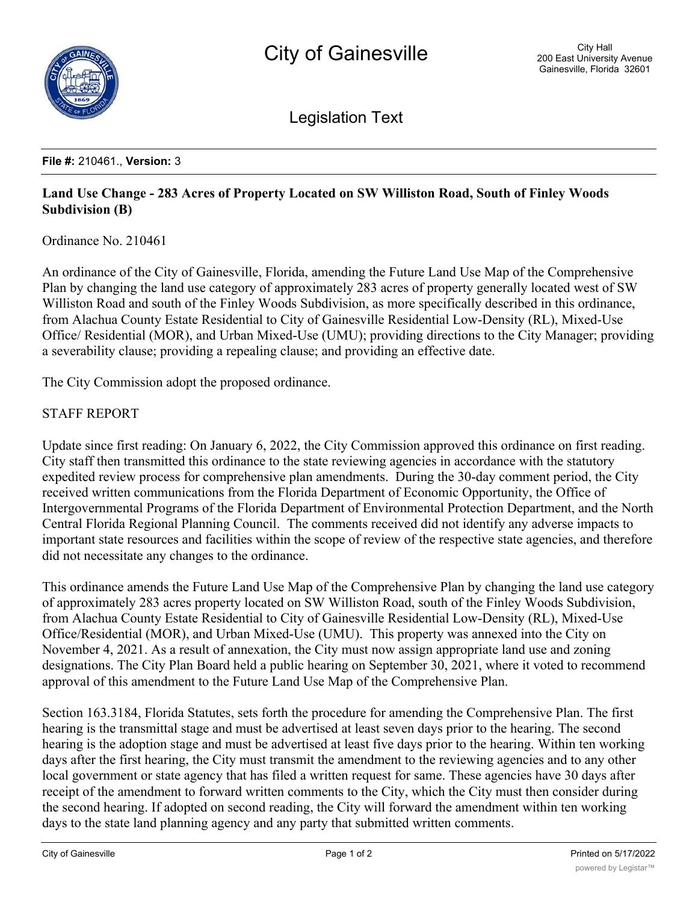# City of Gainesville

City Hall
200 East University Avenue
Gainesville, Florida 32601

## Legislation Text

**File #:** 210461., **Version:** 3

### Land Use Change - 283 Acres of Property Located on SW Williston Road, South of Finley Woods Subdivision (B)

Ordinance No. 210461

An ordinance of the City of Gainesville, Florida, amending the Future Land Use Map of the Comprehensive Plan by changing the land use category of approximately 283 acres of property generally located west of SW Williston Road and south of the Finley Woods Subdivision, as more specifically described in this ordinance, from Alachua County Estate Residential to City of Gainesville Residential Low-Density (RL), Mixed-Use Office/ Residential (MOR), and Urban Mixed-Use (UMU); providing directions to the City Manager; providing a severability clause; providing a repealing clause; and providing an effective date.

The City Commission adopt the proposed ordinance.

STAFF REPORT

Update since first reading: On January 6, 2022, the City Commission approved this ordinance on first reading. City staff then transmitted this ordinance to the state reviewing agencies in accordance with the statutory expedited review process for comprehensive plan amendments. During the 30-day comment period, the City received written communications from the Florida Department of Economic Opportunity, the Office of Intergovernmental Programs of the Florida Department of Environmental Protection Department, and the North Central Florida Regional Planning Council. The comments received did not identify any adverse impacts to important state resources and facilities within the scope of review of the respective state agencies, and therefore did not necessitate any changes to the ordinance.

This ordinance amends the Future Land Use Map of the Comprehensive Plan by changing the land use category of approximately 283 acres property located on SW Williston Road, south of the Finley Woods Subdivision, from Alachua County Estate Residential to City of Gainesville Residential Low-Density (RL), Mixed-Use Office/Residential (MOR), and Urban Mixed-Use (UMU). This property was annexed into the City on November 4, 2021. As a result of annexation, the City must now assign appropriate land use and zoning designations. The City Plan Board held a public hearing on September 30, 2021, where it voted to recommend approval of this amendment to the Future Land Use Map of the Comprehensive Plan.

Section 163.3184, Florida Statutes, sets forth the procedure for amending the Comprehensive Plan. The first hearing is the transmittal stage and must be advertised at least seven days prior to the hearing. The second hearing is the adoption stage and must be advertised at least five days prior to the hearing. Within ten working days after the first hearing, the City must transmit the amendment to the reviewing agencies and to any other local government or state agency that has filed a written request for same. These agencies have 30 days after receipt of the amendment to forward written comments to the City, which the City must then consider during the second hearing. If adopted on second reading, the City will forward the amendment within ten working days to the state land planning agency and any party that submitted written comments.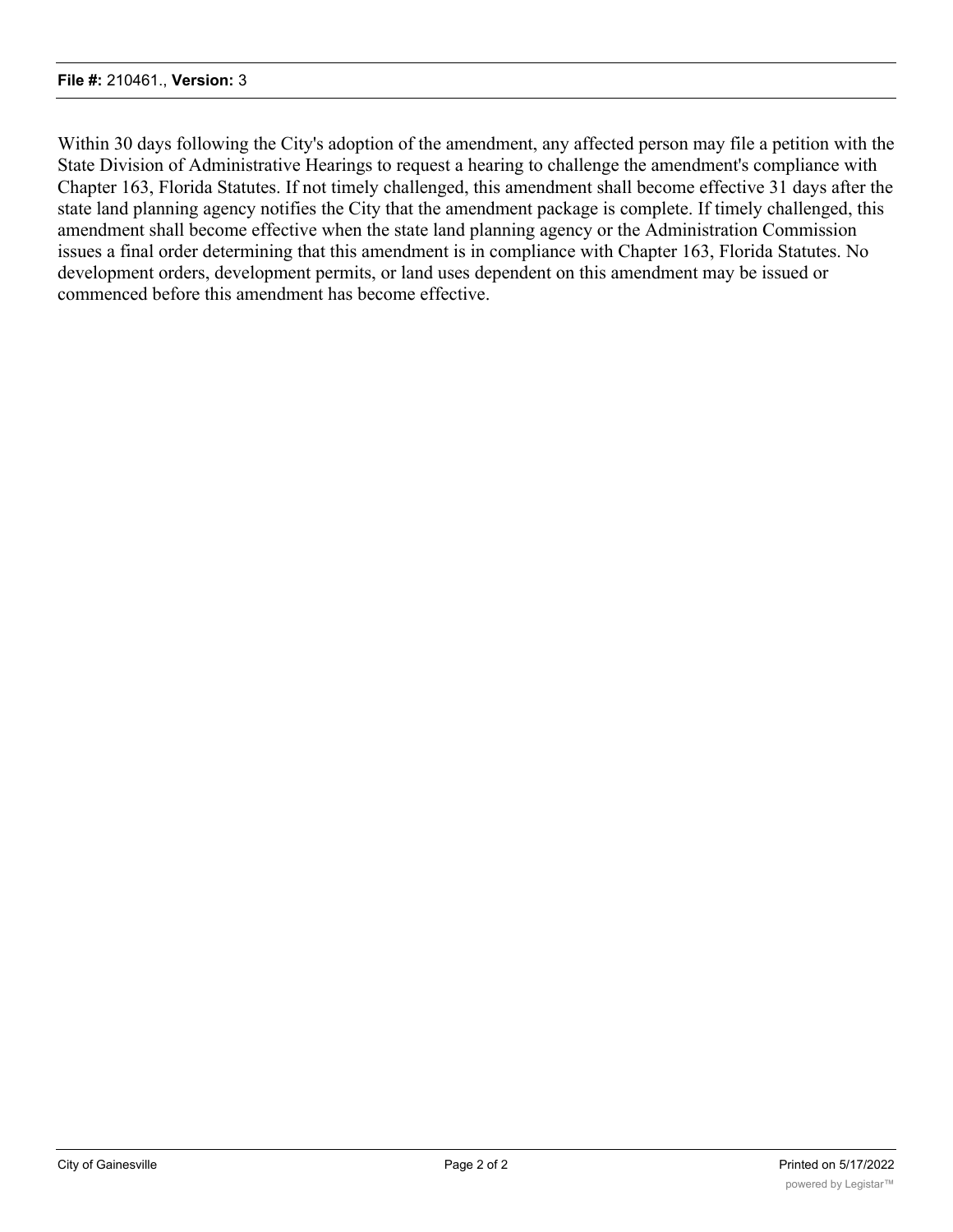Within 30 days following the City's adoption of the amendment, any affected person may file a petition with the State Division of Administrative Hearings to request a hearing to challenge the amendment's compliance with Chapter 163, Florida Statutes. If not timely challenged, this amendment shall become effective 31 days after the state land planning agency notifies the City that the amendment package is complete. If timely challenged, this amendment shall become effective when the state land planning agency or the Administration Commission issues a final order determining that this amendment is in compliance with Chapter 163, Florida Statutes. No development orders, development permits, or land uses dependent on this amendment may be issued or commenced before this amendment has become effective.